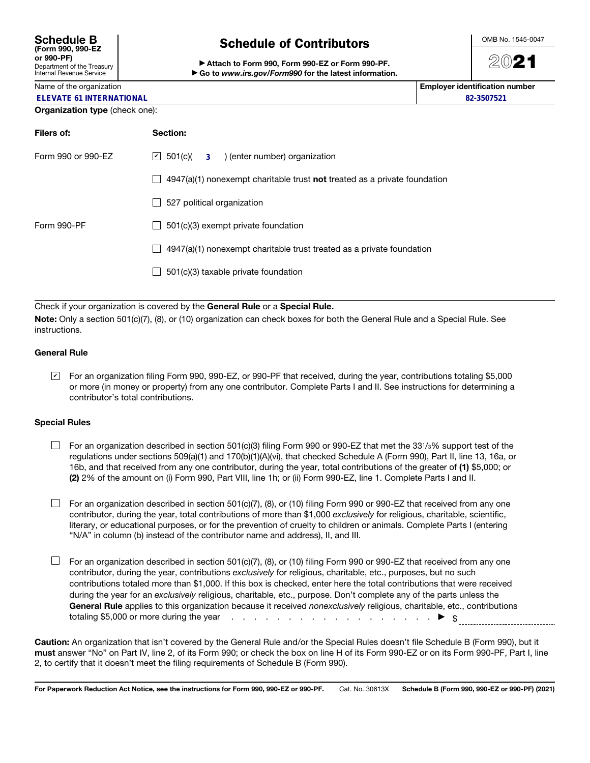**Schedule B**
**(Form 990, 990-EZ or 990-PF)**
Department of the Treasury
Internal Revenue Service

# Schedule of Contributors

▶ **Attach to Form 990, Form 990-EZ or Form 990-PF.**
▶ **Go to *www.irs.gov/Form990* for the latest information.**

OMB No. 1545-0047

**2021**

| Name of the organization | Employer identification number |
|---|---|
| ELEVATE 61 INTERNATIONAL | 82-3507521 |

**Organization type** (check one):

| Filers of: | Section: |
|---|---|
| Form 990 or 990-EZ | ☑ 501(c)( 3 ) (enter number) organization |
| | ☐ 4947(a)(1) nonexempt charitable trust **not** treated as a private foundation |
| | ☐ 527 political organization |
| Form 990-PF | ☐ 501(c)(3) exempt private foundation |
| | ☐ 4947(a)(1) nonexempt charitable trust treated as a private foundation |
| | ☐ 501(c)(3) taxable private foundation |

Check if your organization is covered by the **General Rule** or a **Special Rule.**

**Note:** Only a section 501(c)(7), (8), or (10) organization can check boxes for both the General Rule and a Special Rule. See instructions.

### General Rule

☑ For an organization filing Form 990, 990-EZ, or 990-PF that received, during the year, contributions totaling $5,000 or more (in money or property) from any one contributor. Complete Parts I and II. See instructions for determining a contributor's total contributions.

### Special Rules

☐ For an organization described in section 501(c)(3) filing Form 990 or 990-EZ that met the 33 1/3% support test of the regulations under sections 509(a)(1) and 170(b)(1)(A)(vi), that checked Schedule A (Form 990), Part II, line 13, 16a, or 16b, and that received from any one contributor, during the year, total contributions of the greater of **(1)** $5,000; or **(2)** 2% of the amount on (i) Form 990, Part VIII, line 1h; or (ii) Form 990-EZ, line 1. Complete Parts I and II.

☐ For an organization described in section 501(c)(7), (8), or (10) filing Form 990 or 990-EZ that received from any one contributor, during the year, total contributions of more than $1,000 *exclusively* for religious, charitable, scientific, literary, or educational purposes, or for the prevention of cruelty to children or animals. Complete Parts I (entering "N/A" in column (b) instead of the contributor name and address), II, and III.

☐ For an organization described in section 501(c)(7), (8), or (10) filing Form 990 or 990-EZ that received from any one contributor, during the year, contributions *exclusively* for religious, charitable, etc., purposes, but no such contributions totaled more than $1,000. If this box is checked, enter here the total contributions that were received during the year for an *exclusively* religious, charitable, etc., purpose. Don't complete any of the parts unless the **General Rule** applies to this organization because it received *nonexclusively* religious, charitable, etc., contributions totaling $5,000 or more during the year . . . . . . . . . . . . . . . . . . . . . . . ▶ $ ____________

**Caution:** An organization that isn't covered by the General Rule and/or the Special Rules doesn't file Schedule B (Form 990), but it **must** answer "No" on Part IV, line 2, of its Form 990; or check the box on line H of its Form 990-EZ or on its Form 990-PF, Part I, line 2, to certify that it doesn't meet the filing requirements of Schedule B (Form 990).

**For Paperwork Reduction Act Notice, see the instructions for Form 990, 990-EZ or 990-PF.** Cat. No. 30613X **Schedule B (Form 990, 990-EZ or 990-PF) (2021)**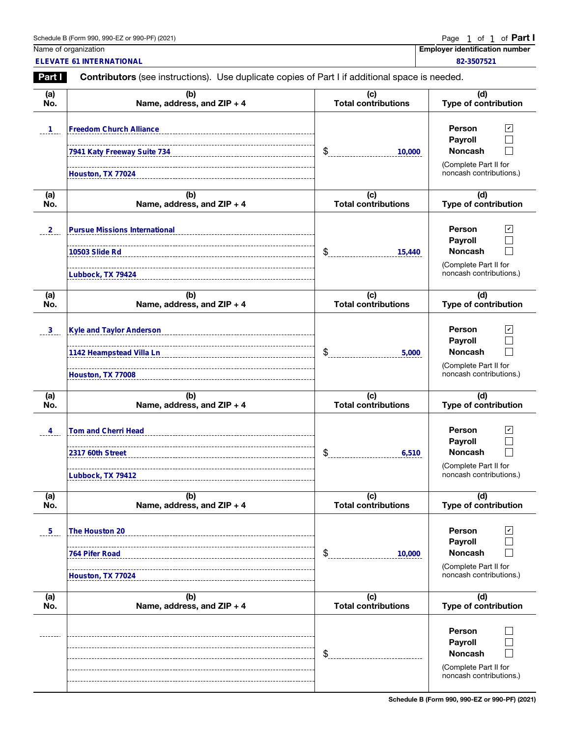Schedule B (Form 990, 990-EZ or 990-PF) (2021)

Page 1 of 1 of **Part I**

| Name of organization | Employer identification number |
|---|---|
| ELEVATE 61 INTERNATIONAL | 82-3507521 |

**Part I** **Contributors** (see instructions). Use duplicate copies of Part I if additional space is needed.

| (a) No. | (b) Name, address, and ZIP + 4 | (c) Total contributions | (d) Type of contribution |
|---|---|---|---|
| 1 | Freedom Church Alliance<br>7941 Katy Freeway Suite 734<br>Houston, TX 77024 | $ 10,000 | Person ☑<br>Payroll ☐<br>Noncash ☐<br>(Complete Part II for noncash contributions.) |
| 2 | Pursue Missions International<br>10503 Slide Rd<br>Lubbock, TX 79424 | $ 15,440 | Person ☑<br>Payroll ☐<br>Noncash ☐<br>(Complete Part II for noncash contributions.) |
| 3 | Kyle and Taylor Anderson<br>1142 Heampstead Villa Ln<br>Houston, TX 77008 | $ 5,000 | Person ☑<br>Payroll ☐<br>Noncash ☐<br>(Complete Part II for noncash contributions.) |
| 4 | Tom and Cherri Head<br>2317 60th Street<br>Lubbock, TX 79412 | $ 6,510 | Person ☑<br>Payroll ☐<br>Noncash ☐<br>(Complete Part II for noncash contributions.) |
| 5 | The Houston 20<br>764 Pifer Road<br>Houston, TX 77024 | $ 10,000 | Person ☑<br>Payroll ☐<br>Noncash ☐<br>(Complete Part II for noncash contributions.) |
| | | $ | Person ☐<br>Payroll ☐<br>Noncash ☐<br>(Complete Part II for noncash contributions.) |

Schedule B (Form 990, 990-EZ or 990-PF) (2021)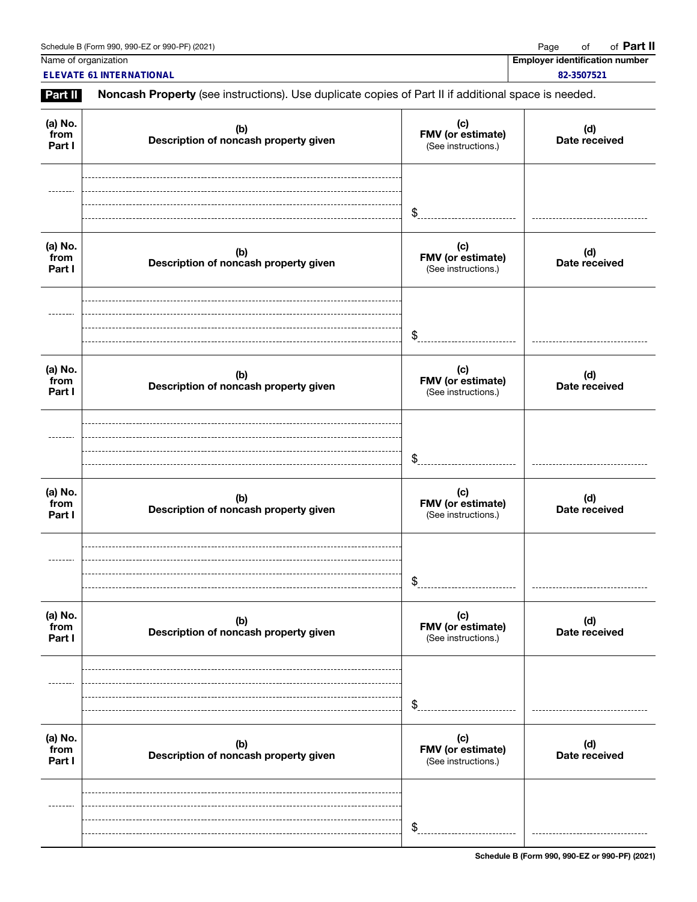Schedule B (Form 990, 990-EZ or 990-PF) (2021)

Page of of **Part II**

| Name of organization | Employer identification number |
|---|---|
| ELEVATE 61 INTERNATIONAL | 82-3507521 |

**Part II** **Noncash Property** (see instructions). Use duplicate copies of Part II if additional space is needed.

| (a) No. from Part I | (b) Description of noncash property given | (c) FMV (or estimate) (See instructions.) | (d) Date received |
|---|---|---|---|
| | | $ | |

| (a) No. from Part I | (b) Description of noncash property given | (c) FMV (or estimate) (See instructions.) | (d) Date received |
|---|---|---|---|
| | | $ | |

| (a) No. from Part I | (b) Description of noncash property given | (c) FMV (or estimate) (See instructions.) | (d) Date received |
|---|---|---|---|
| | | $ | |

| (a) No. from Part I | (b) Description of noncash property given | (c) FMV (or estimate) (See instructions.) | (d) Date received |
|---|---|---|---|
| | | $ | |

| (a) No. from Part I | (b) Description of noncash property given | (c) FMV (or estimate) (See instructions.) | (d) Date received |
|---|---|---|---|
| | | $ | |

| (a) No. from Part I | (b) Description of noncash property given | (c) FMV (or estimate) (See instructions.) | (d) Date received |
|---|---|---|---|
| | | $ | |

Schedule B (Form 990, 990-EZ or 990-PF) (2021)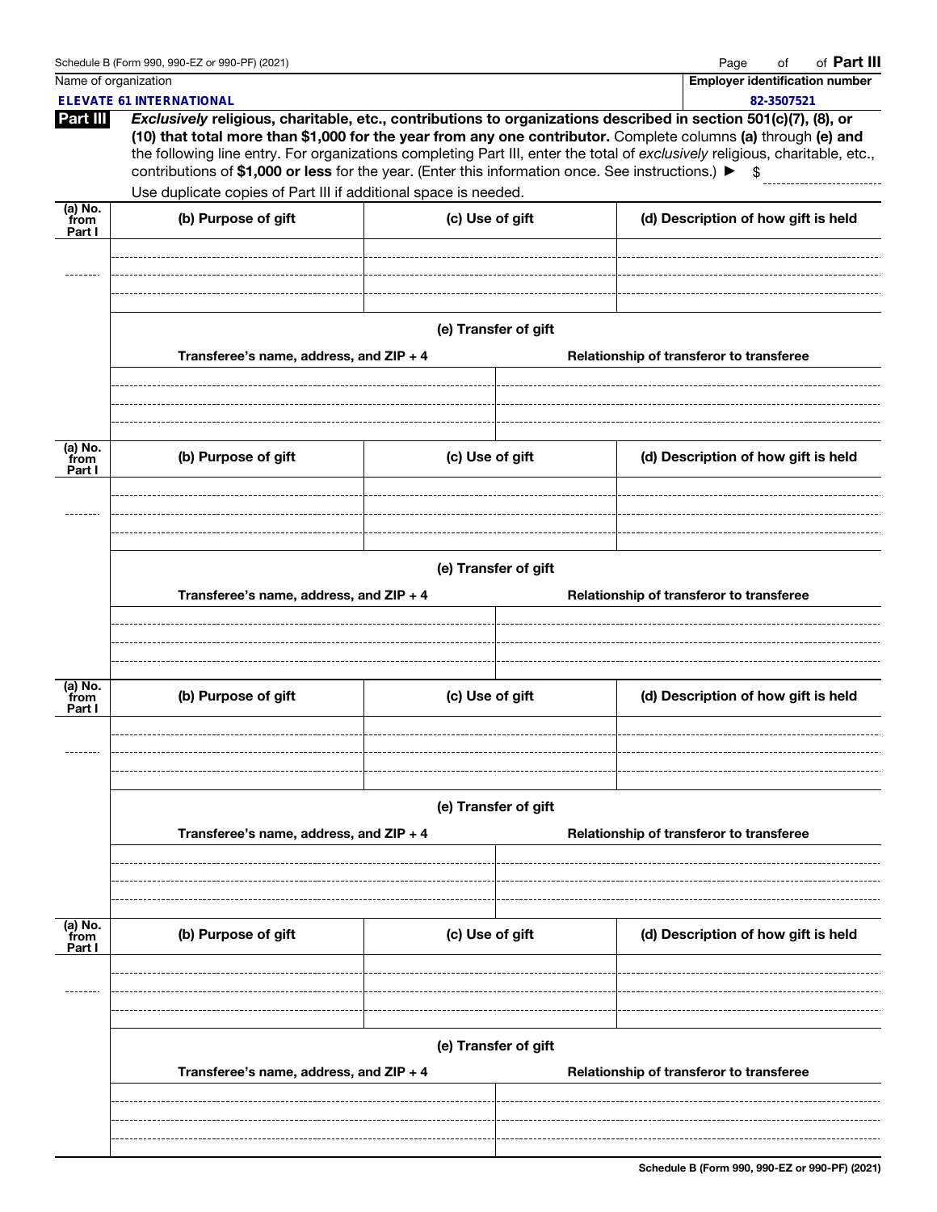Name of organization: **ELEVATE 61 INTERNATIONAL**

Employer identification number: **82-3507521**

## Part III

***Exclusively*** **religious, charitable, etc., contributions to organizations described in section 501(c)(7), (8), or (10) that total more than $1,000 for the year from any one contributor.** Complete columns **(a)** through **(e) and** the following line entry. For organizations completing Part III, enter the total of *exclusively* religious, charitable, etc., contributions of **$1,000 or less** for the year. (Enter this information once. See instructions.) ▶ $

Use duplicate copies of Part III if additional space is needed.

| (a) No. from Part I | (b) Purpose of gift | (c) Use of gift | (d) Description of how gift is held |
|---|---|---|---|
| | | | |

**(e) Transfer of gift**

| Transferee's name, address, and ZIP + 4 | Relationship of transferor to transferee |
|---|---|
| | |

| (a) No. from Part I | (b) Purpose of gift | (c) Use of gift | (d) Description of how gift is held |
|---|---|---|---|
| | | | |

**(e) Transfer of gift**

| Transferee's name, address, and ZIP + 4 | Relationship of transferor to transferee |
|---|---|
| | |

| (a) No. from Part I | (b) Purpose of gift | (c) Use of gift | (d) Description of how gift is held |
|---|---|---|---|
| | | | |

**(e) Transfer of gift**

| Transferee's name, address, and ZIP + 4 | Relationship of transferor to transferee |
|---|---|
| | |

| (a) No. from Part I | (b) Purpose of gift | (c) Use of gift | (d) Description of how gift is held |
|---|---|---|---|
| | | | |

**(e) Transfer of gift**

| Transferee's name, address, and ZIP + 4 | Relationship of transferor to transferee |
|---|---|
| | |